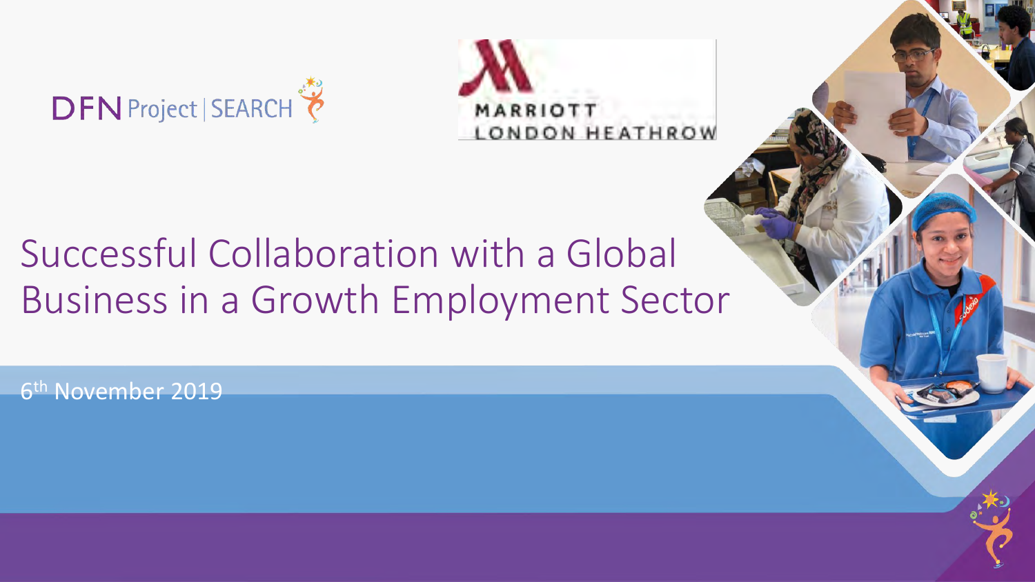DFN Project | SEARCH

MARRIOTT
LONDON HEATHROW

# Successful Collaboration with a Global Business in a Growth Employment Sector

6th November 2019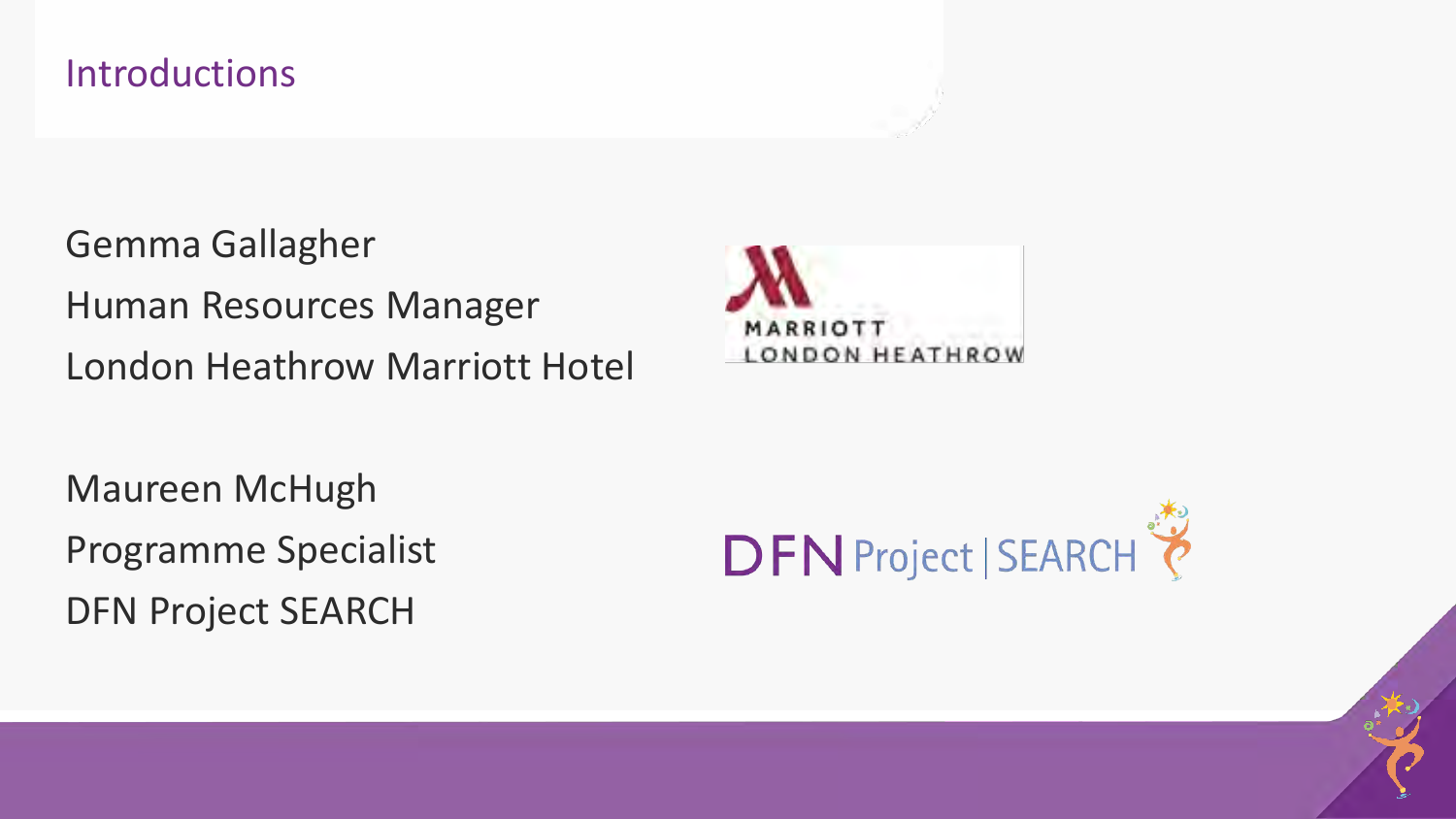## Introductions

Gemma Gallagher
Human Resources Manager
London Heathrow Marriott Hotel

Maureen McHugh
Programme Specialist
DFN Project SEARCH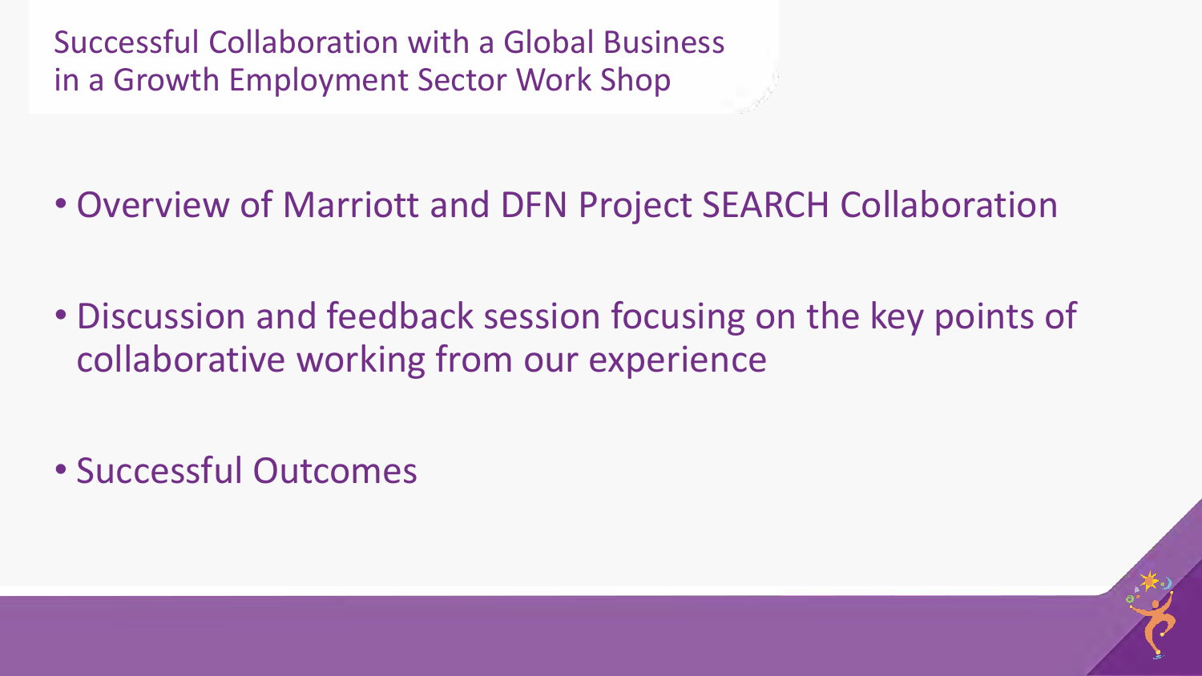# Successful Collaboration with a Global Business in a Growth Employment Sector Work Shop

- Overview of Marriott and DFN Project SEARCH Collaboration
- Discussion and feedback session focusing on the key points of collaborative working from our experience
- Successful Outcomes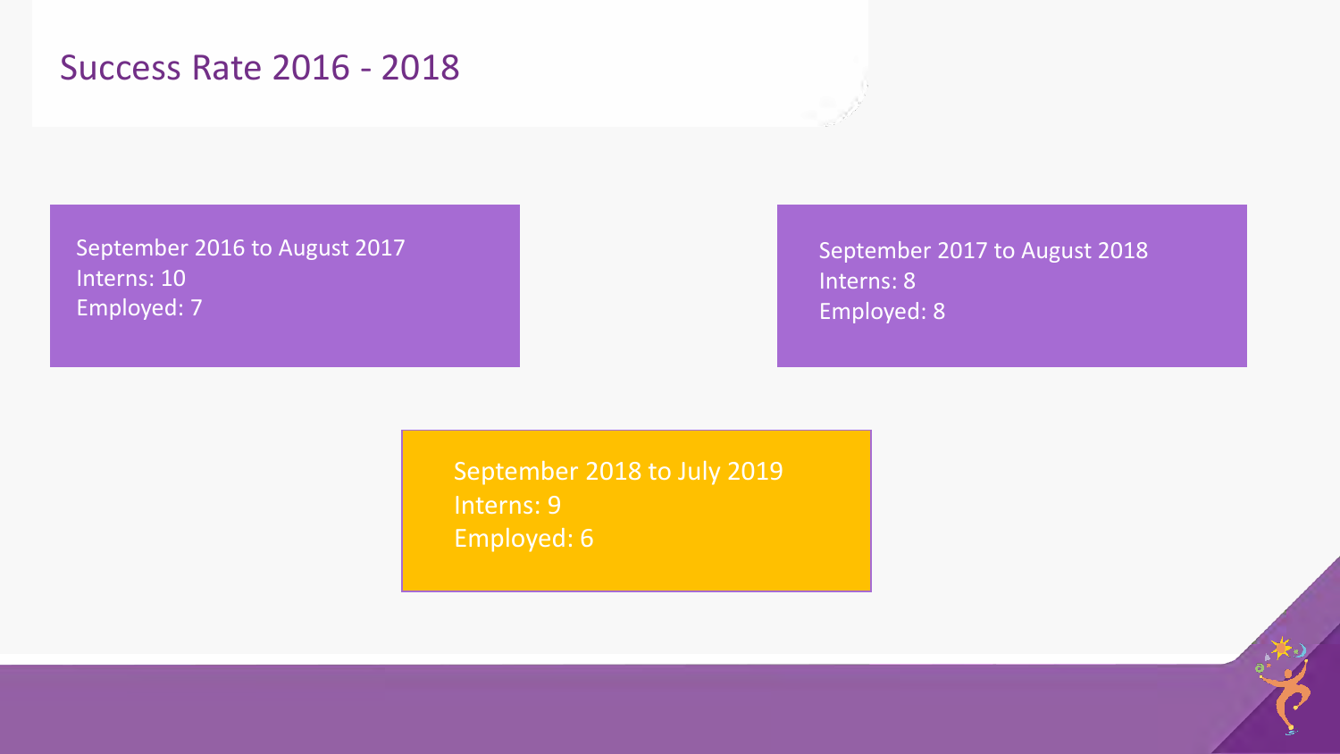# Success Rate 2016 - 2018

September 2016 to August 2017
Interns: 10
Employed: 7

September 2017 to August 2018
Interns: 8
Employed: 8

September 2018 to July 2019
Interns: 9
Employed: 6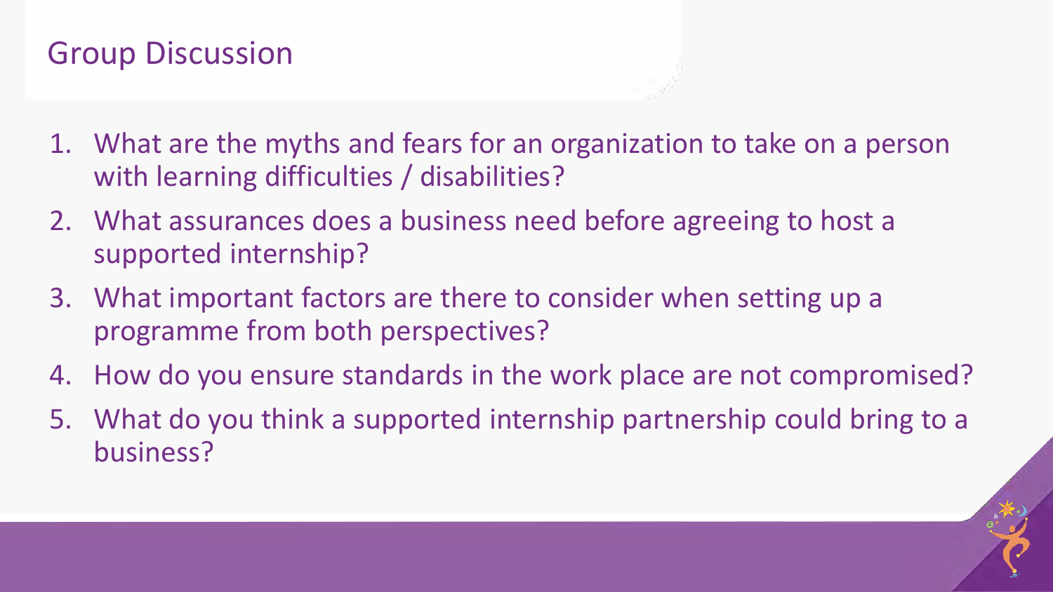# Group Discussion

1. What are the myths and fears for an organization to take on a person with learning difficulties / disabilities?
2. What assurances does a business need before agreeing to host a supported internship?
3. What important factors are there to consider when setting up a programme from both perspectives?
4. How do you ensure standards in the work place are not compromised?
5. What do you think a supported internship partnership could bring to a business?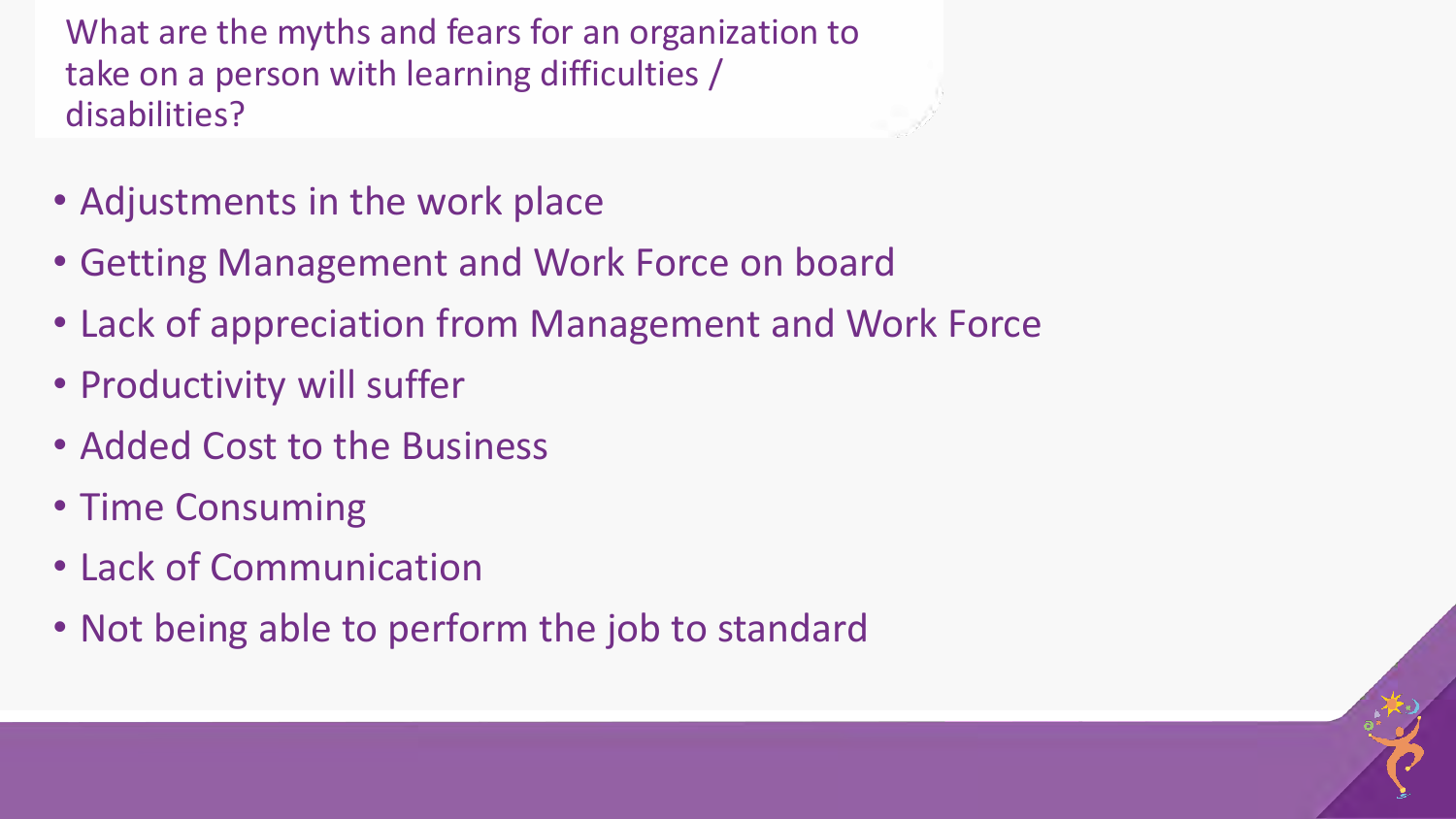## What are the myths and fears for an organization to take on a person with learning difficulties / disabilities?

- Adjustments in the work place
- Getting Management and Work Force on board
- Lack of appreciation from Management and Work Force
- Productivity will suffer
- Added Cost to the Business
- Time Consuming
- Lack of Communication
- Not being able to perform the job to standard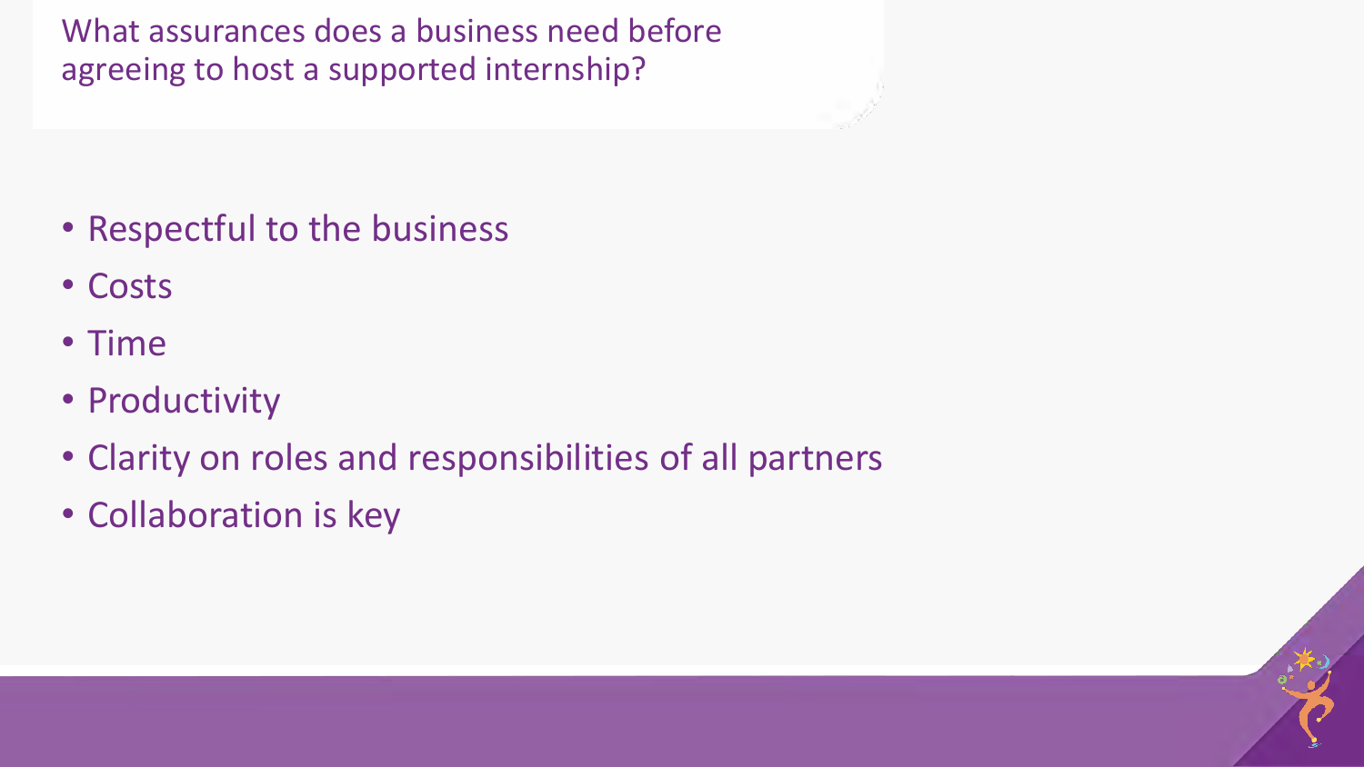## What assurances does a business need before agreeing to host a supported internship?

- Respectful to the business
- Costs
- Time
- Productivity
- Clarity on roles and responsibilities of all partners
- Collaboration is key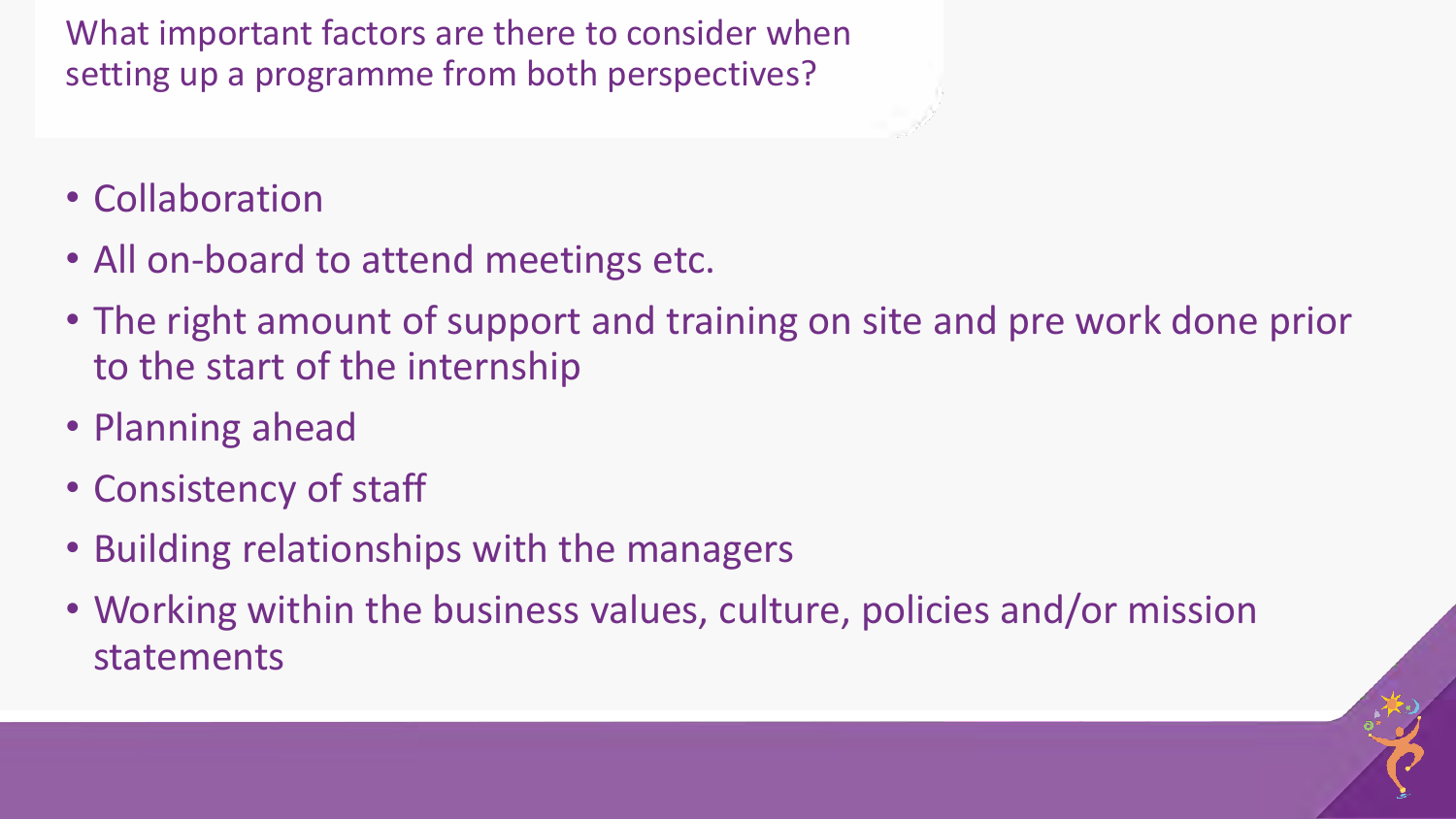## What important factors are there to consider when setting up a programme from both perspectives?

- Collaboration
- All on-board to attend meetings etc.
- The right amount of support and training on site and pre work done prior to the start of the internship
- Planning ahead
- Consistency of staff
- Building relationships with the managers
- Working within the business values, culture, policies and/or mission statements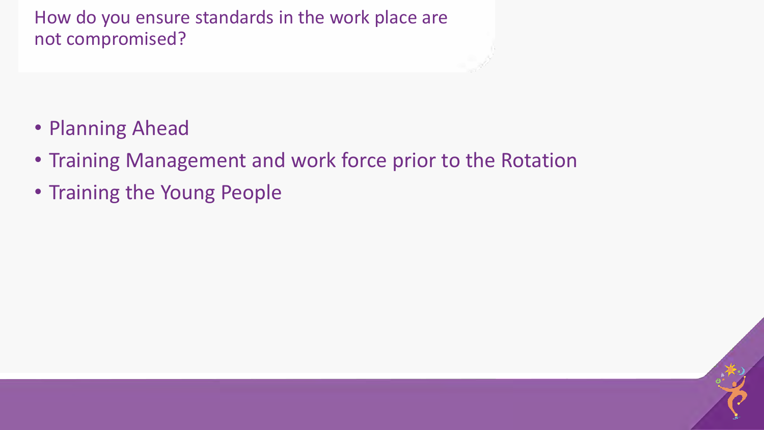## How do you ensure standards in the work place are not compromised?

- Planning Ahead
- Training Management and work force prior to the Rotation
- Training the Young People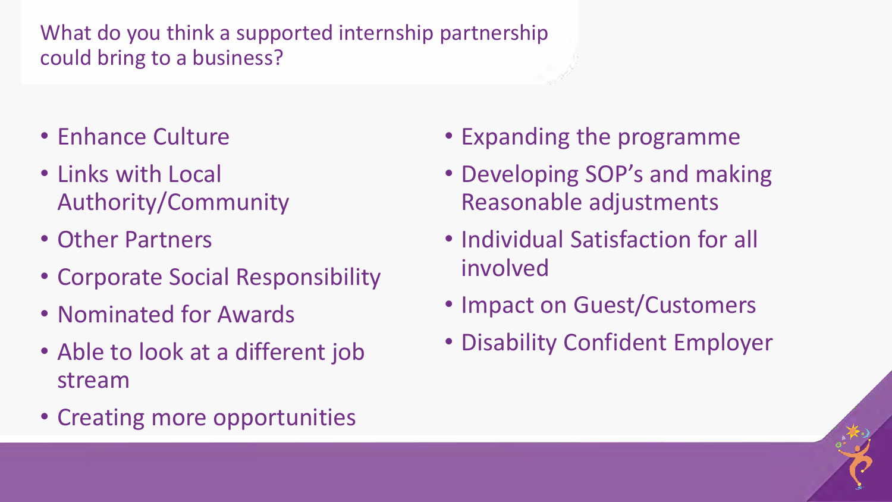## What do you think a supported internship partnership could bring to a business?

- Enhance Culture
- Links with Local Authority/Community
- Other Partners
- Corporate Social Responsibility
- Nominated for Awards
- Able to look at a different job stream
- Creating more opportunities
- Expanding the programme
- Developing SOP's and making Reasonable adjustments
- Individual Satisfaction for all involved
- Impact on Guest/Customers
- Disability Confident Employer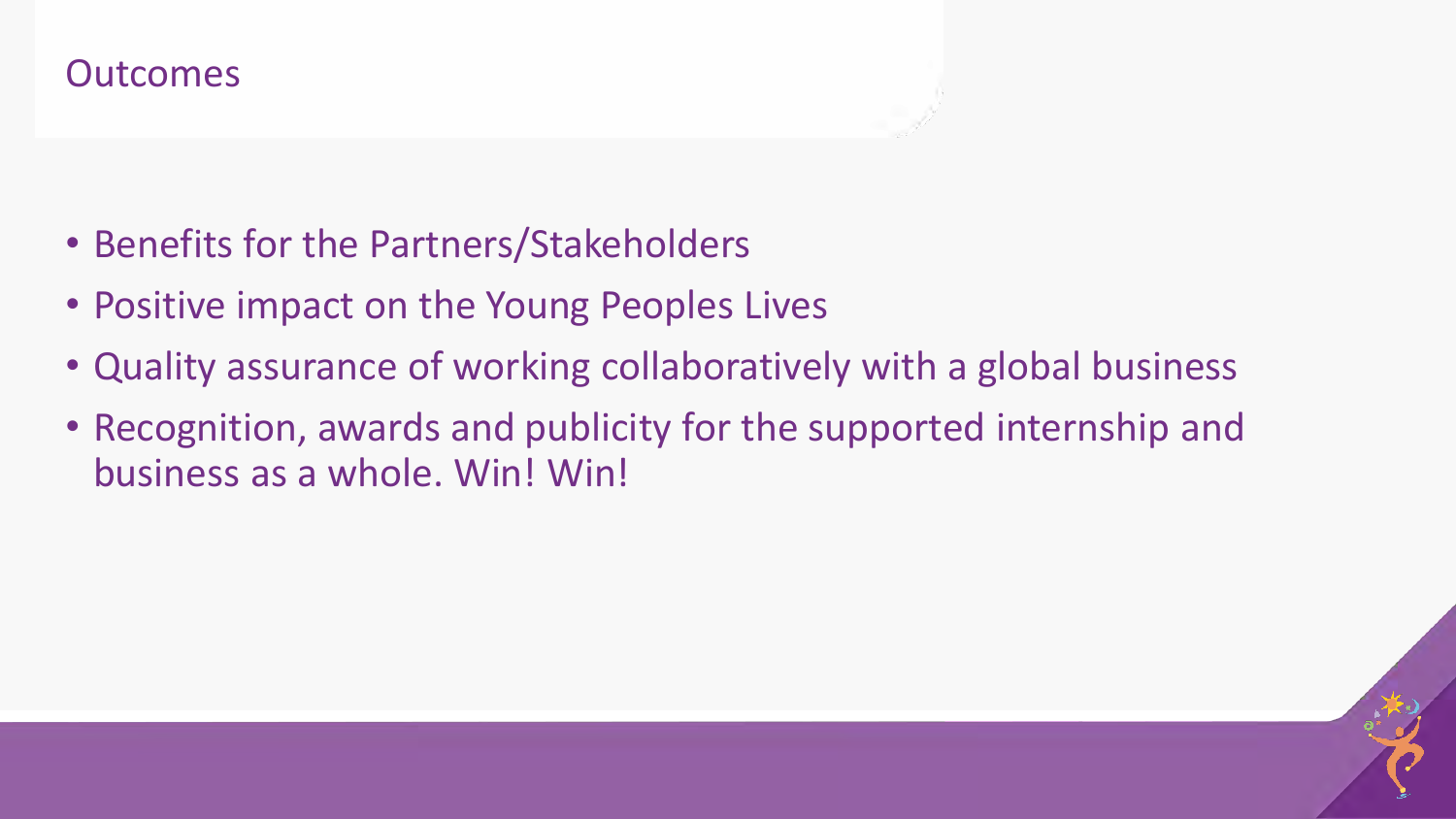# Outcomes

- Benefits for the Partners/Stakeholders
- Positive impact on the Young Peoples Lives
- Quality assurance of working collaboratively with a global business
- Recognition, awards and publicity for the supported internship and business as a whole. Win! Win!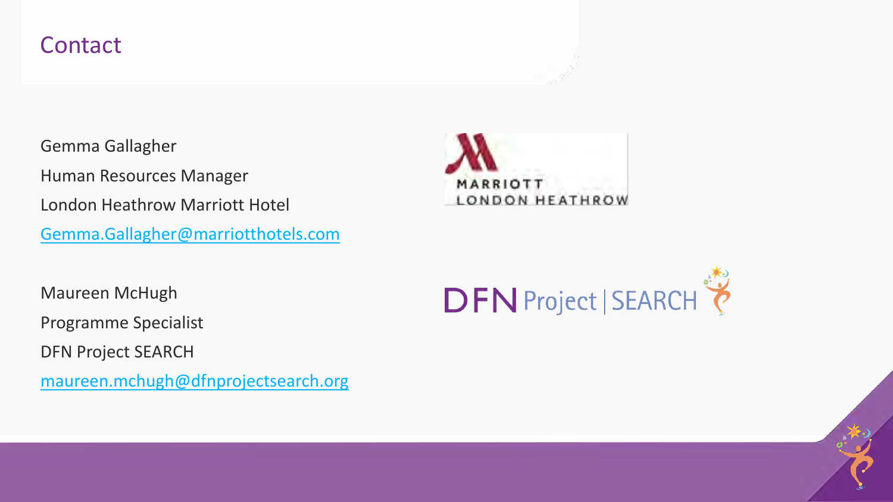# Contact

Gemma Gallagher

Human Resources Manager

London Heathrow Marriott Hotel

Gemma.Gallagher@marriotthotels.com

Maureen McHugh

Programme Specialist

DFN Project SEARCH

maureen.mchugh@dfnprojectsearch.org